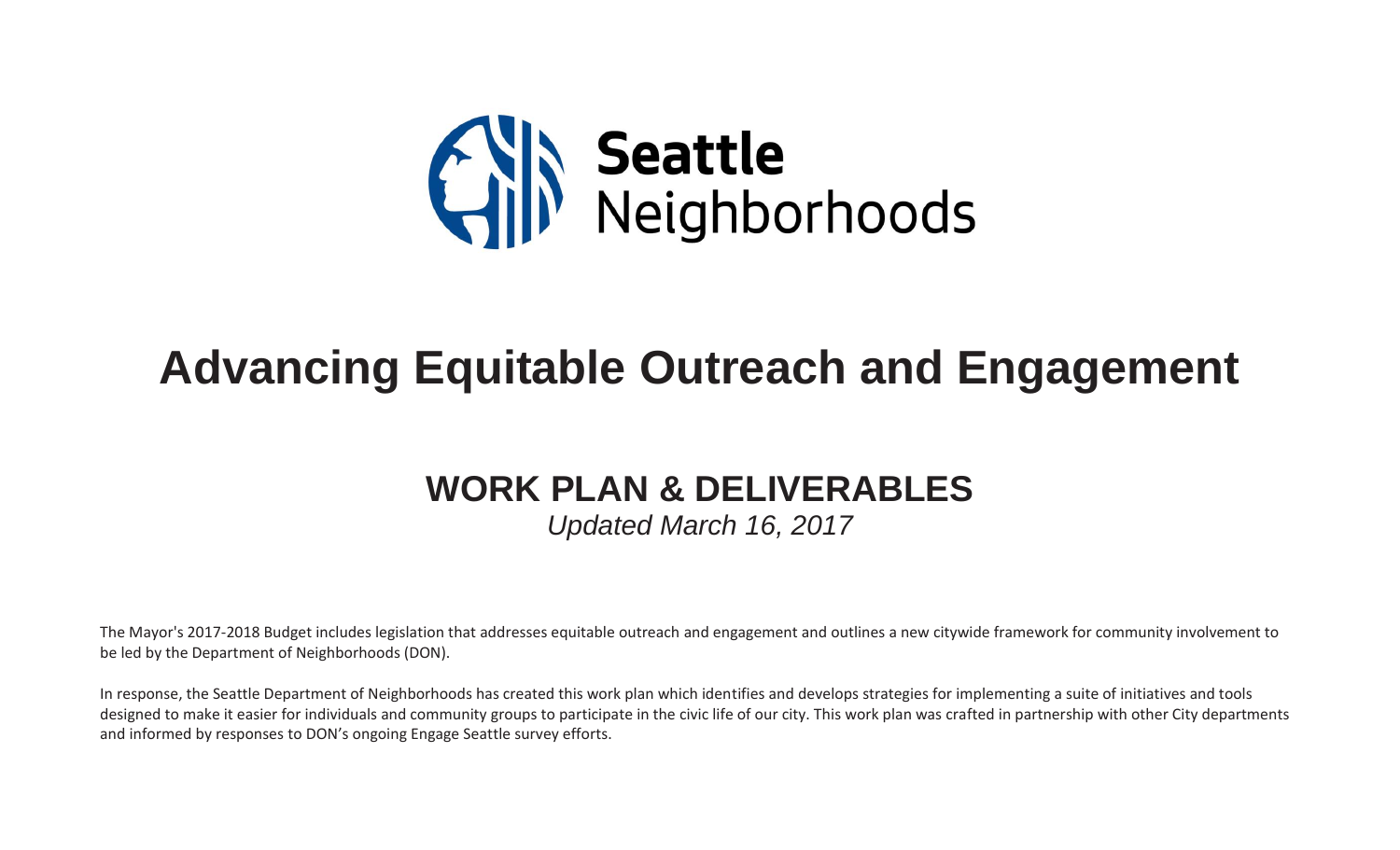Seattle Neighborhoods

# Advancing Equitable Outreach and Engagement

## WORK PLAN & DELIVERABLES

*Updated March 16, 2017*

The Mayor's 2017-2018 Budget includes legislation that addresses equitable outreach and engagement and outlines a new citywide framework for community involvement to be led by the Department of Neighborhoods (DON).

In response, the Seattle Department of Neighborhoods has created this work plan which identifies and develops strategies for implementing a suite of initiatives and tools designed to make it easier for individuals and community groups to participate in the civic life of our city. This work plan was crafted in partnership with other City departments and informed by responses to DON's ongoing Engage Seattle survey efforts.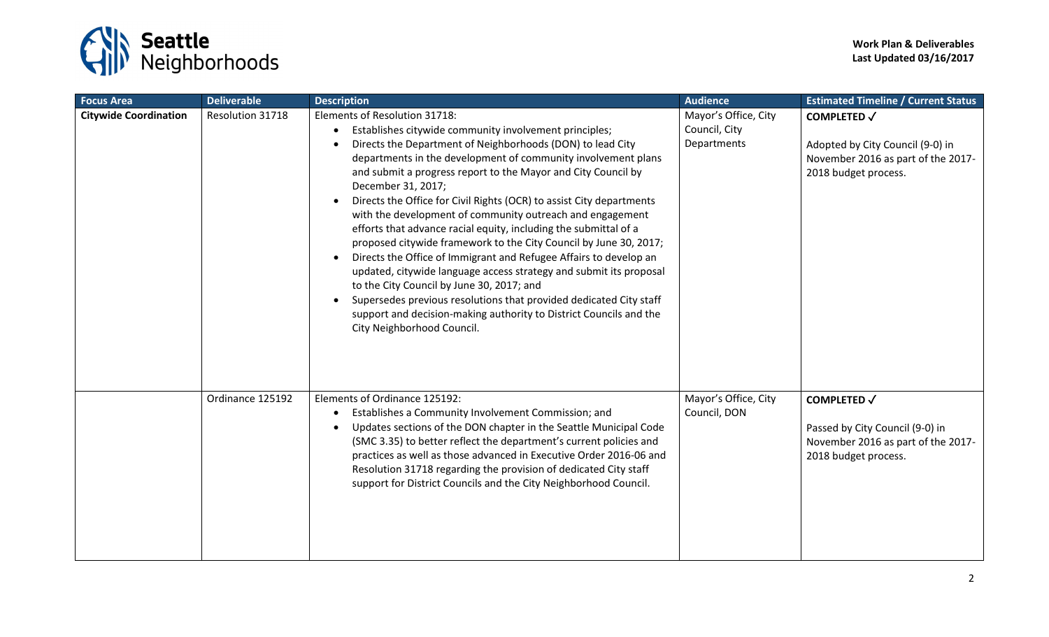| Focus Area | Deliverable | Description | Audience | Estimated Timeline / Current Status |
|---|---|---|---|---|
| **Citywide Coordination** | Resolution 31718 | Elements of Resolution 31718:<br>• Establishes citywide community involvement principles;<br>• Directs the Department of Neighborhoods (DON) to lead City departments in the development of community involvement plans and submit a progress report to the Mayor and City Council by December 31, 2017;<br>• Directs the Office for Civil Rights (OCR) to assist City departments with the development of community outreach and engagement efforts that advance racial equity, including the submittal of a proposed citywide framework to the City Council by June 30, 2017;<br>• Directs the Office of Immigrant and Refugee Affairs to develop an updated, citywide language access strategy and submit its proposal to the City Council by June 30, 2017; and<br>• Supersedes previous resolutions that provided dedicated City staff support and decision-making authority to District Councils and the City Neighborhood Council. | Mayor's Office, City Council, City Departments | **COMPLETED ✓**<br><br>Adopted by City Council (9-0) in November 2016 as part of the 2017-2018 budget process. |
| | Ordinance 125192 | Elements of Ordinance 125192:<br>• Establishes a Community Involvement Commission; and<br>• Updates sections of the DON chapter in the Seattle Municipal Code (SMC 3.35) to better reflect the department's current policies and practices as well as those advanced in Executive Order 2016-06 and Resolution 31718 regarding the provision of dedicated City staff support for District Councils and the City Neighborhood Council. | Mayor's Office, City Council, DON | **COMPLETED ✓**<br><br>Passed by City Council (9-0) in November 2016 as part of the 2017-2018 budget process. |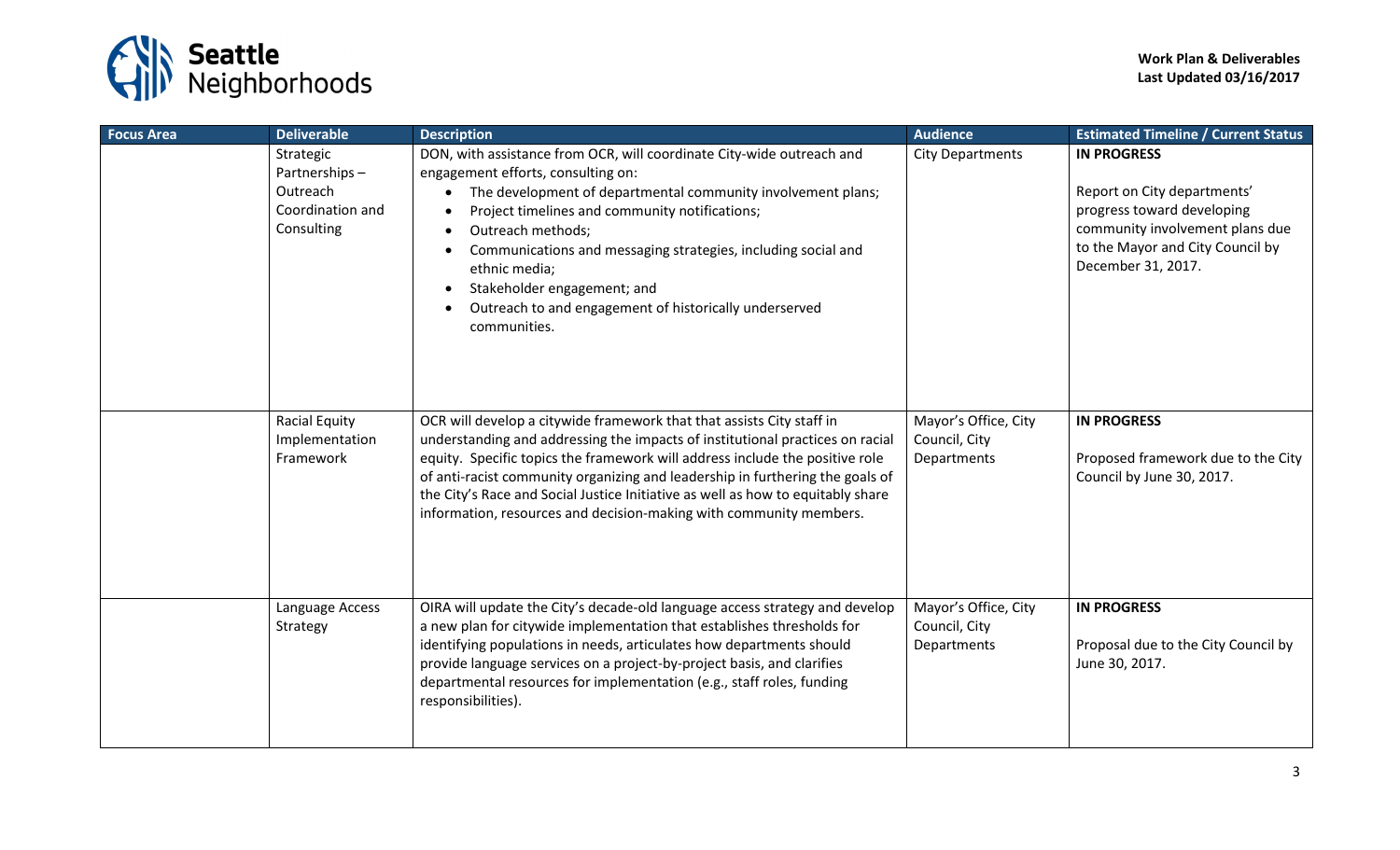| Focus Area | Deliverable | Description | Audience | Estimated Timeline / Current Status |
|---|---|---|---|---|
| | Strategic Partnerships – Outreach Coordination and Consulting | DON, with assistance from OCR, will coordinate City-wide outreach and engagement efforts, consulting on:<br>• The development of departmental community involvement plans;<br>• Project timelines and community notifications;<br>• Outreach methods;<br>• Communications and messaging strategies, including social and ethnic media;<br>• Stakeholder engagement; and<br>• Outreach to and engagement of historically underserved communities. | City Departments | **IN PROGRESS**<br><br>Report on City departments' progress toward developing community involvement plans due to the Mayor and City Council by December 31, 2017. |
| | Racial Equity Implementation Framework | OCR will develop a citywide framework that that assists City staff in understanding and addressing the impacts of institutional practices on racial equity. Specific topics the framework will address include the positive role of anti-racist community organizing and leadership in furthering the goals of the City's Race and Social Justice Initiative as well as how to equitably share information, resources and decision-making with community members. | Mayor's Office, City Council, City Departments | **IN PROGRESS**<br><br>Proposed framework due to the City Council by June 30, 2017. |
| | Language Access Strategy | OIRA will update the City's decade-old language access strategy and develop a new plan for citywide implementation that establishes thresholds for identifying populations in needs, articulates how departments should provide language services on a project-by-project basis, and clarifies departmental resources for implementation (e.g., staff roles, funding responsibilities). | Mayor's Office, City Council, City Departments | **IN PROGRESS**<br><br>Proposal due to the City Council by June 30, 2017. |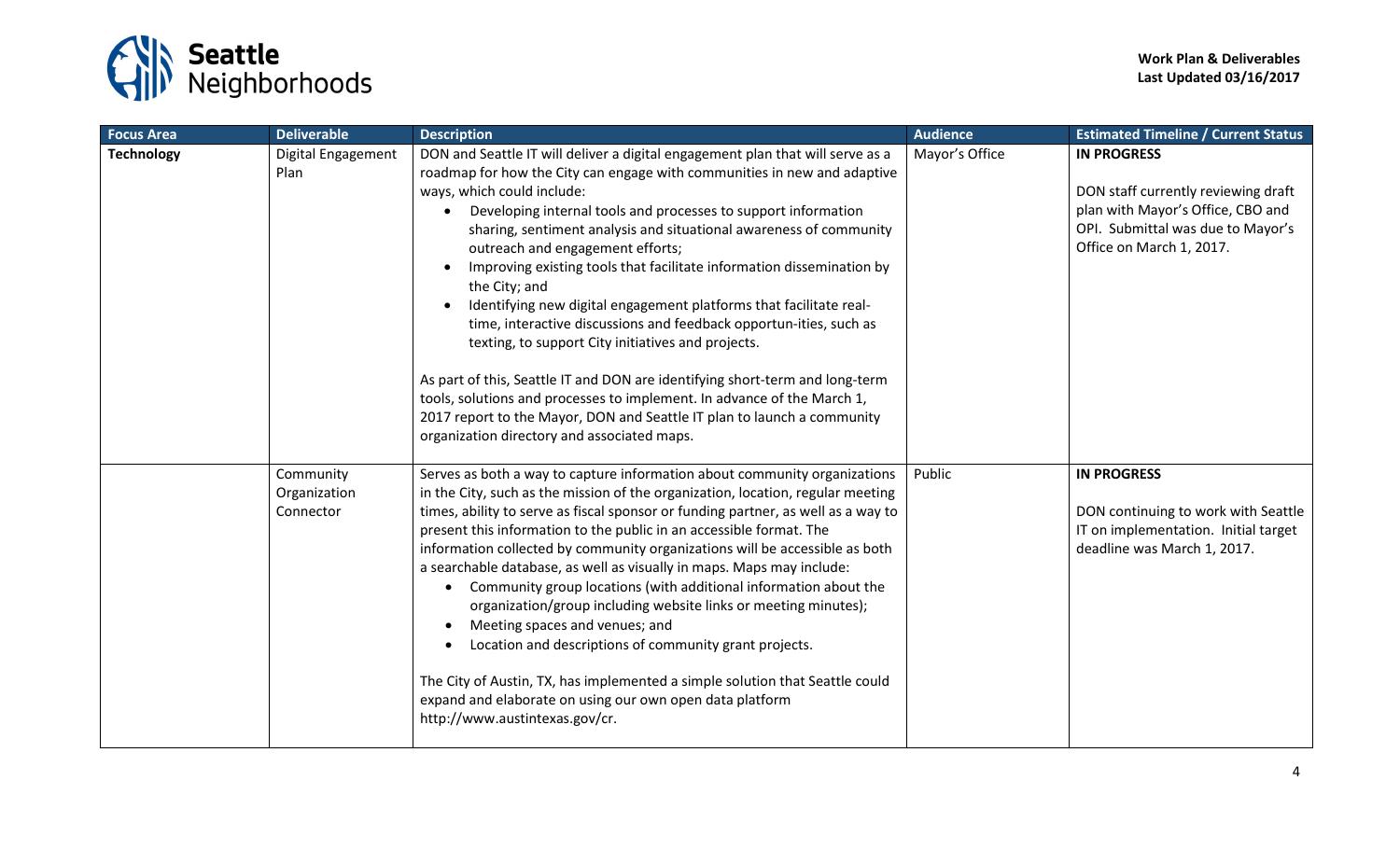| Focus Area | Deliverable | Description | Audience | Estimated Timeline / Current Status |
|---|---|---|---|---|
| **Technology** | Digital Engagement Plan | DON and Seattle IT will deliver a digital engagement plan that will serve as a roadmap for how the City can engage with communities in new and adaptive ways, which could include:<br>• Developing internal tools and processes to support information sharing, sentiment analysis and situational awareness of community outreach and engagement efforts;<br>• Improving existing tools that facilitate information dissemination by the City; and<br>• Identifying new digital engagement platforms that facilitate real-time, interactive discussions and feedback opportun-ities, such as texting, to support City initiatives and projects.<br><br>As part of this, Seattle IT and DON are identifying short-term and long-term tools, solutions and processes to implement. In advance of the March 1, 2017 report to the Mayor, DON and Seattle IT plan to launch a community organization directory and associated maps. | Mayor's Office | **IN PROGRESS**<br><br>DON staff currently reviewing draft plan with Mayor's Office, CBO and OPI. Submittal was due to Mayor's Office on March 1, 2017. |
| | Community Organization Connector | Serves as both a way to capture information about community organizations in the City, such as the mission of the organization, location, regular meeting times, ability to serve as fiscal sponsor or funding partner, as well as a way to present this information to the public in an accessible format. The information collected by community organizations will be accessible as both a searchable database, as well as visually in maps. Maps may include:<br>• Community group locations (with additional information about the organization/group including website links or meeting minutes);<br>• Meeting spaces and venues; and<br>• Location and descriptions of community grant projects.<br><br>The City of Austin, TX, has implemented a simple solution that Seattle could expand and elaborate on using our own open data platform http://www.austintexas.gov/cr. | Public | **IN PROGRESS**<br><br>DON continuing to work with Seattle IT on implementation. Initial target deadline was March 1, 2017. |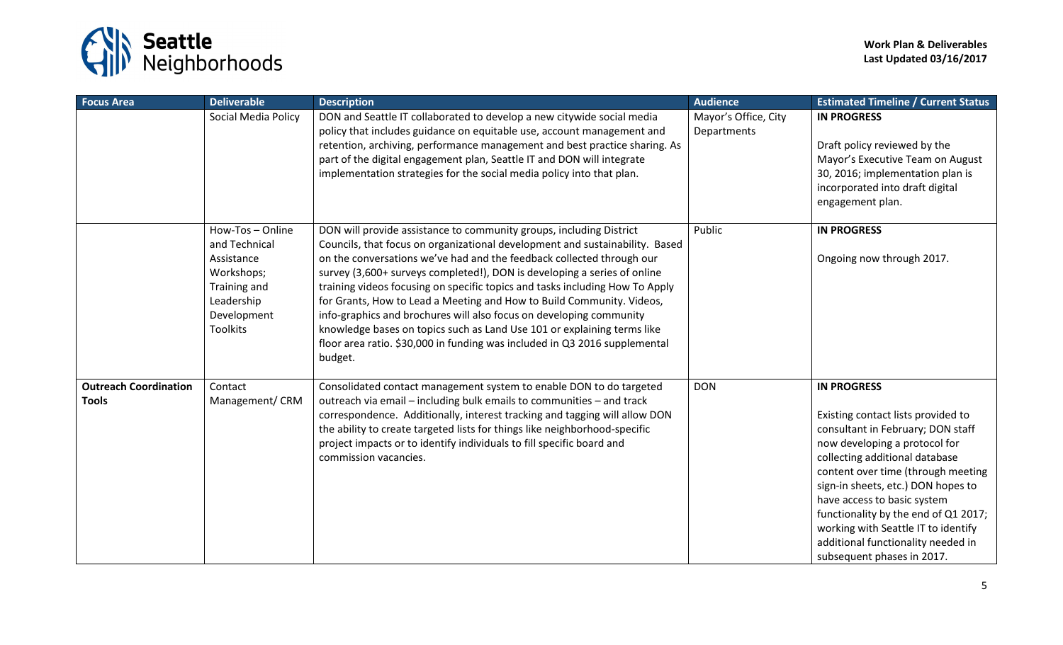| Focus Area | Deliverable | Description | Audience | Estimated Timeline / Current Status |
|---|---|---|---|---|
| | Social Media Policy | DON and Seattle IT collaborated to develop a new citywide social media policy that includes guidance on equitable use, account management and retention, archiving, performance management and best practice sharing. As part of the digital engagement plan, Seattle IT and DON will integrate implementation strategies for the social media policy into that plan. | Mayor's Office, City Departments | **IN PROGRESS**<br><br>Draft policy reviewed by the Mayor's Executive Team on August 30, 2016; implementation plan is incorporated into draft digital engagement plan. |
| | How-Tos – Online and Technical Assistance Workshops; Training and Leadership Development Toolkits | DON will provide assistance to community groups, including District Councils, that focus on organizational development and sustainability. Based on the conversations we've had and the feedback collected through our survey (3,600+ surveys completed!), DON is developing a series of online training videos focusing on specific topics and tasks including How To Apply for Grants, How to Lead a Meeting and How to Build Community. Videos, info-graphics and brochures will also focus on developing community knowledge bases on topics such as Land Use 101 or explaining terms like floor area ratio. $30,000 in funding was included in Q3 2016 supplemental budget. | Public | **IN PROGRESS**<br><br>Ongoing now through 2017. |
| **Outreach Coordination Tools** | Contact Management/ CRM | Consolidated contact management system to enable DON to do targeted outreach via email – including bulk emails to communities – and track correspondence. Additionally, interest tracking and tagging will allow DON the ability to create targeted lists for things like neighborhood-specific project impacts or to identify individuals to fill specific board and commission vacancies. | DON | **IN PROGRESS**<br><br>Existing contact lists provided to consultant in February; DON staff now developing a protocol for collecting additional database content over time (through meeting sign-in sheets, etc.) DON hopes to have access to basic system functionality by the end of Q1 2017; working with Seattle IT to identify additional functionality needed in subsequent phases in 2017. |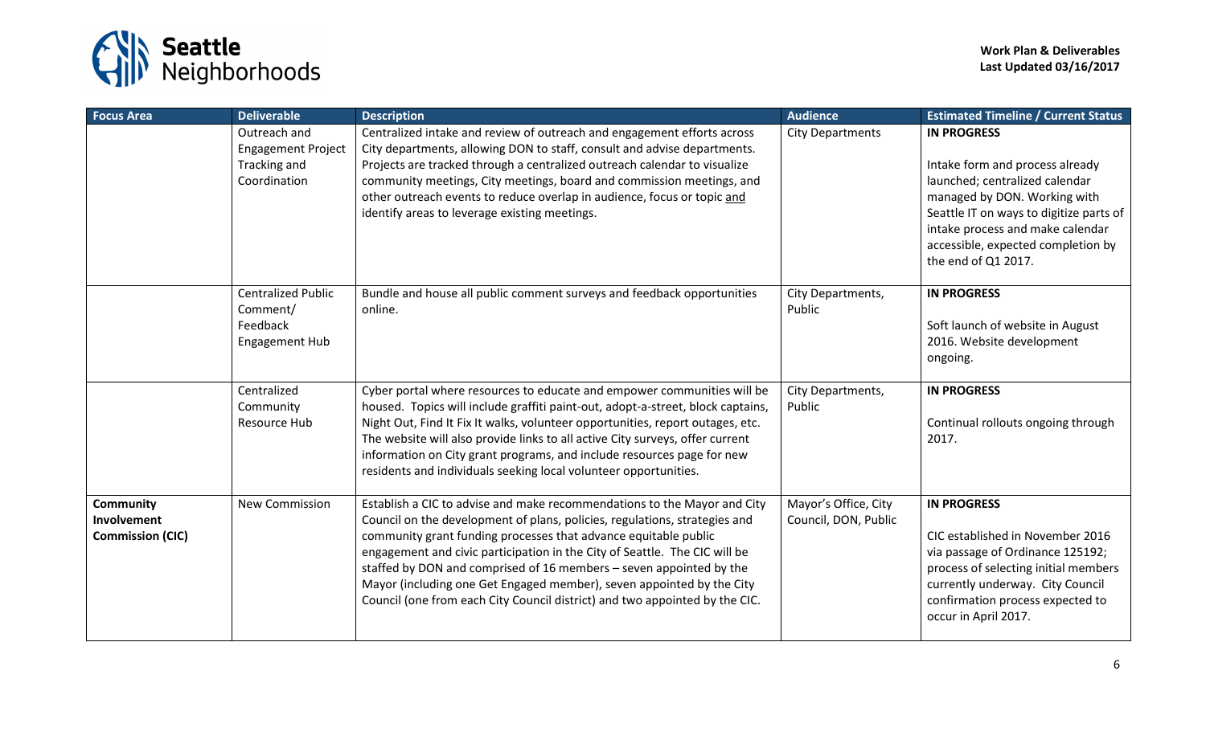| Focus Area | Deliverable | Description | Audience | Estimated Timeline / Current Status |
|---|---|---|---|---|
| | Outreach and Engagement Project Tracking and Coordination | Centralized intake and review of outreach and engagement efforts across City departments, allowing DON to staff, consult and advise departments. Projects are tracked through a centralized outreach calendar to visualize community meetings, City meetings, board and commission meetings, and other outreach events to reduce overlap in audience, focus or topic and identify areas to leverage existing meetings. | City Departments | **IN PROGRESS**<br><br>Intake form and process already launched; centralized calendar managed by DON. Working with Seattle IT on ways to digitize parts of intake process and make calendar accessible, expected completion by the end of Q1 2017. |
| | Centralized Public Comment/ Feedback Engagement Hub | Bundle and house all public comment surveys and feedback opportunities online. | City Departments, Public | **IN PROGRESS**<br><br>Soft launch of website in August 2016. Website development ongoing. |
| | Centralized Community Resource Hub | Cyber portal where resources to educate and empower communities will be housed. Topics will include graffiti paint-out, adopt-a-street, block captains, Night Out, Find It Fix It walks, volunteer opportunities, report outages, etc. The website will also provide links to all active City surveys, offer current information on City grant programs, and include resources page for new residents and individuals seeking local volunteer opportunities. | City Departments, Public | **IN PROGRESS**<br><br>Continual rollouts ongoing through 2017. |
| **Community Involvement Commission (CIC)** | New Commission | Establish a CIC to advise and make recommendations to the Mayor and City Council on the development of plans, policies, regulations, strategies and community grant funding processes that advance equitable public engagement and civic participation in the City of Seattle. The CIC will be staffed by DON and comprised of 16 members – seven appointed by the Mayor (including one Get Engaged member), seven appointed by the City Council (one from each City Council district) and two appointed by the CIC. | Mayor's Office, City Council, DON, Public | **IN PROGRESS**<br><br>CIC established in November 2016 via passage of Ordinance 125192; process of selecting initial members currently underway. City Council confirmation process expected to occur in April 2017. |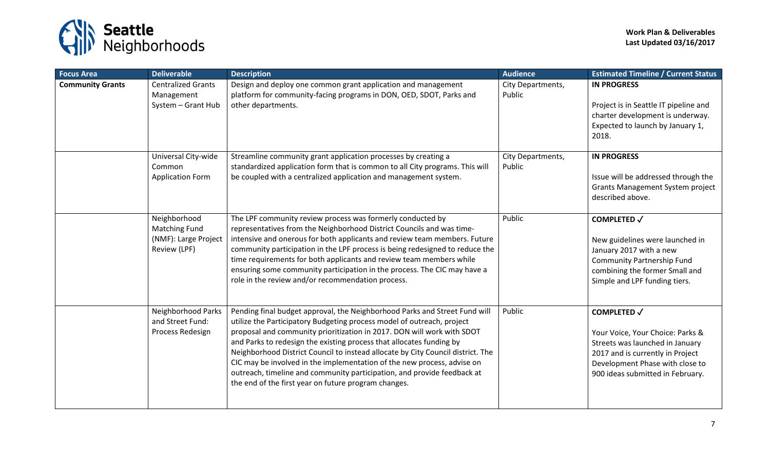| Focus Area | Deliverable | Description | Audience | Estimated Timeline / Current Status |
|---|---|---|---|---|
| **Community Grants** | Centralized Grants Management System – Grant Hub | Design and deploy one common grant application and management platform for community-facing programs in DON, OED, SDOT, Parks and other departments. | City Departments, Public | **IN PROGRESS**<br><br>Project is in Seattle IT pipeline and charter development is underway. Expected to launch by January 1, 2018. |
| | Universal City-wide Common Application Form | Streamline community grant application processes by creating a standardized application form that is common to all City programs. This will be coupled with a centralized application and management system. | City Departments, Public | **IN PROGRESS**<br><br>Issue will be addressed through the Grants Management System project described above. |
| | Neighborhood Matching Fund (NMF): Large Project Review (LPF) | The LPF community review process was formerly conducted by representatives from the Neighborhood District Councils and was time-intensive and onerous for both applicants and review team members. Future community participation in the LPF process is being redesigned to reduce the time requirements for both applicants and review team members while ensuring some community participation in the process. The CIC may have a role in the review and/or recommendation process. | Public | **COMPLETED ✓**<br><br>New guidelines were launched in January 2017 with a new Community Partnership Fund combining the former Small and Simple and LPF funding tiers. |
| | Neighborhood Parks and Street Fund: Process Redesign | Pending final budget approval, the Neighborhood Parks and Street Fund will utilize the Participatory Budgeting process model of outreach, project proposal and community prioritization in 2017. DON will work with SDOT and Parks to redesign the existing process that allocates funding by Neighborhood District Council to instead allocate by City Council district. The CIC may be involved in the implementation of the new process, advise on outreach, timeline and community participation, and provide feedback at the end of the first year on future program changes. | Public | **COMPLETED ✓**<br><br>Your Voice, Your Choice: Parks & Streets was launched in January 2017 and is currently in Project Development Phase with close to 900 ideas submitted in February. |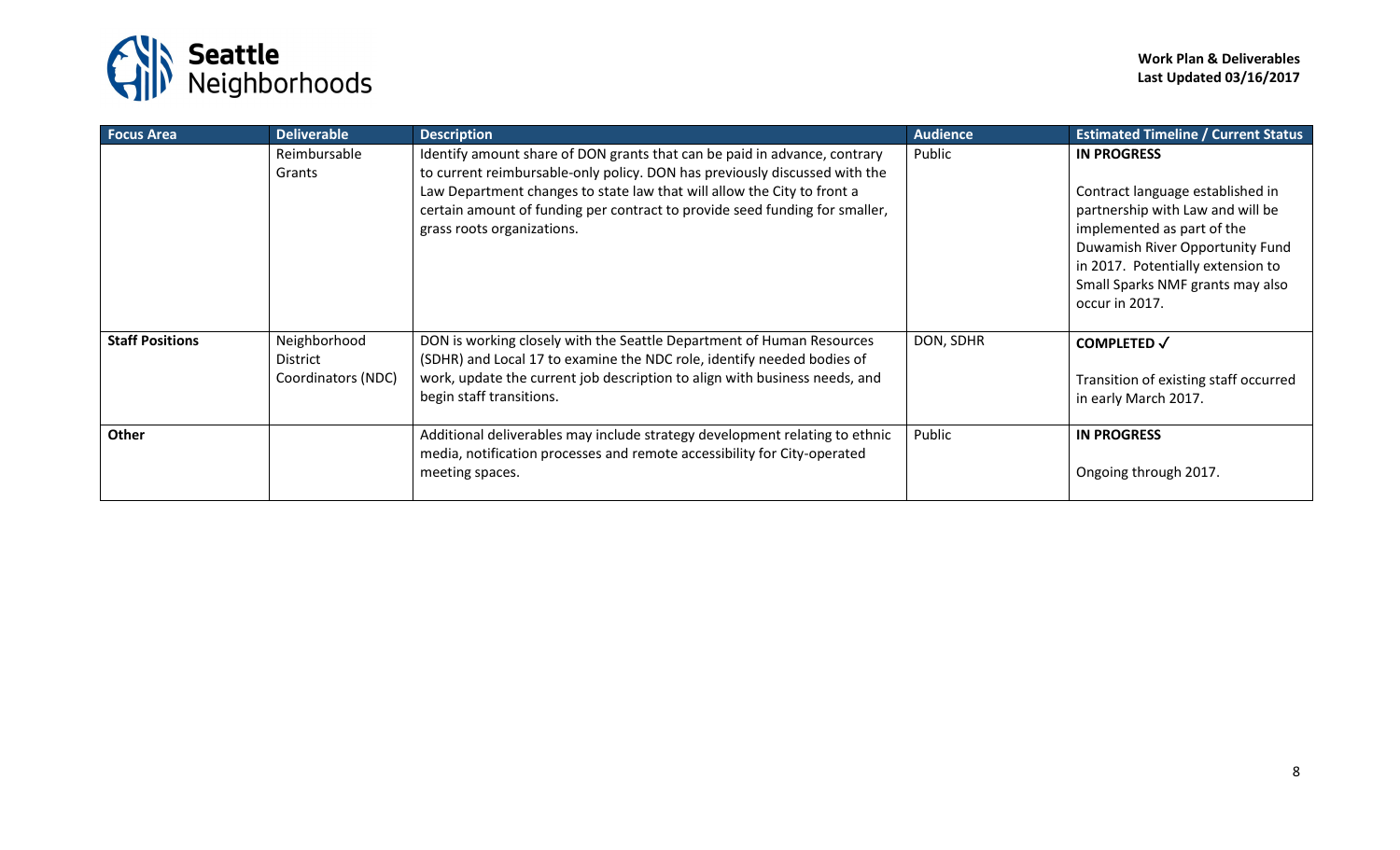| Focus Area | Deliverable | Description | Audience | Estimated Timeline / Current Status |
|---|---|---|---|---|
| | Reimbursable Grants | Identify amount share of DON grants that can be paid in advance, contrary to current reimbursable-only policy. DON has previously discussed with the Law Department changes to state law that will allow the City to front a certain amount of funding per contract to provide seed funding for smaller, grass roots organizations. | Public | **IN PROGRESS**<br><br>Contract language established in partnership with Law and will be implemented as part of the Duwamish River Opportunity Fund in 2017. Potentially extension to Small Sparks NMF grants may also occur in 2017. |
| **Staff Positions** | Neighborhood District Coordinators (NDC) | DON is working closely with the Seattle Department of Human Resources (SDHR) and Local 17 to examine the NDC role, identify needed bodies of work, update the current job description to align with business needs, and begin staff transitions. | DON, SDHR | **COMPLETED ✓**<br><br>Transition of existing staff occurred in early March 2017. |
| **Other** | | Additional deliverables may include strategy development relating to ethnic media, notification processes and remote accessibility for City-operated meeting spaces. | Public | **IN PROGRESS**<br><br>Ongoing through 2017. |